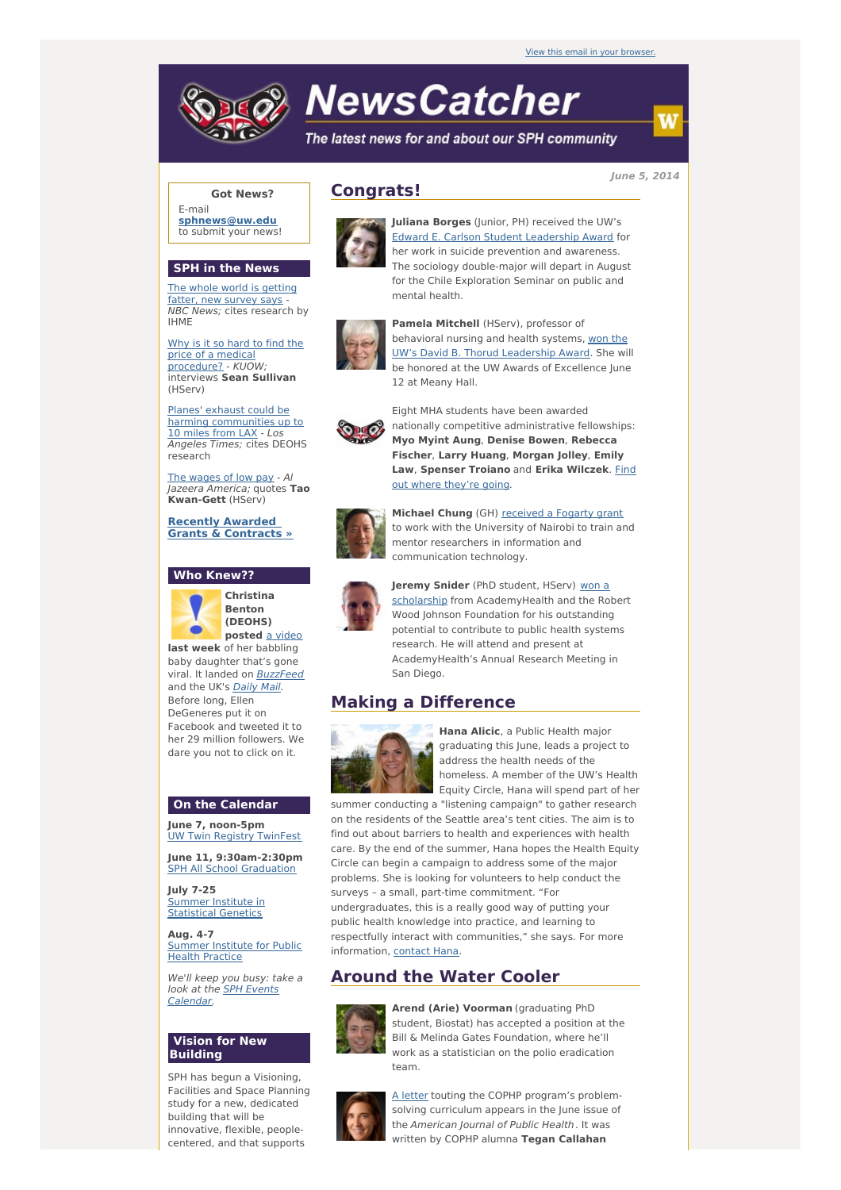View this email in your browser.

# NewsCatcher

*The latest news for and about our SPH community*

**June 5, 2014**

**Got News?**

E-mail **sphnews@uw.edu** to submit your news!

## SPH in the News

The whole world is getting fatter, new survey says - *NBC News;* cites research by IHME

Why is it so hard to find the price of a medical procedure? - *KUOW;* interviews **Sean Sullivan** (HServ)

Planes' exhaust could be harming communities up to 10 miles from LAX - *Los Angeles Times;* cites DEOHS research

The wages of low pay - *Al Jazeera America;* quotes **Tao Kwan-Gett** (HServ)

**Recently Awarded Grants & Contracts »**

## Who Knew??

**Christina Benton (DEOHS) posted** a video **last week** of her babbling baby daughter that's gone viral. It landed on *BuzzFeed* and the UK's *Daily Mail*. Before long, Ellen DeGeneres put it on Facebook and tweeted it to her 29 million followers. We dare you not to click on it.

## On the Calendar

**June 7, noon-5pm**
UW Twin Registry TwinFest

**June 11, 9:30am-2:30pm**
SPH All School Graduation

**July 7-25**
Summer Institute in Statistical Genetics

**Aug. 4-7**
Summer Institute for Public Health Practice

*We'll keep you busy: take a look at the* SPH Events Calendar*.*

## Vision for New Building

SPH has begun a Visioning, Facilities and Space Planning study for a new, dedicated building that will be innovative, flexible, people-centered, and that supports

## Congrats!

**Juliana Borges** (Junior, PH) received the UW's Edward E. Carlson Student Leadership Award for her work in suicide prevention and awareness. The sociology double-major will depart in August for the Chile Exploration Seminar on public and mental health.

**Pamela Mitchell** (HServ), professor of behavioral nursing and health systems, won the UW's David B. Thorud Leadership Award. She will be honored at the UW Awards of Excellence June 12 at Meany Hall.

Eight MHA students have been awarded nationally competitive administrative fellowships: **Myo Myint Aung**, **Denise Bowen**, **Rebecca Fischer**, **Larry Huang**, **Morgan Jolley**, **Emily Law**, **Spenser Troiano** and **Erika Wilczek**. Find out where they're going.

**Michael Chung** (GH) received a Fogarty grant to work with the University of Nairobi to train and mentor researchers in information and communication technology.

**Jeremy Snider** (PhD student, HServ) won a scholarship from AcademyHealth and the Robert Wood Johnson Foundation for his outstanding potential to contribute to public health systems research. He will attend and present at AcademyHealth's Annual Research Meeting in San Diego.

## Making a Difference

**Hana Alicic**, a Public Health major graduating this June, leads a project to address the health needs of the homeless. A member of the UW's Health Equity Circle, Hana will spend part of her summer conducting a "listening campaign" to gather research on the residents of the Seattle area's tent cities. The aim is to find out about barriers to health and experiences with health care. By the end of the summer, Hana hopes the Health Equity Circle can begin a campaign to address some of the major problems. She is looking for volunteers to help conduct the surveys – a small, part-time commitment. "For undergraduates, this is a really good way of putting your public health knowledge into practice, and learning to respectfully interact with communities," she says. For more information, contact Hana.

## Around the Water Cooler

**Arend (Arie) Voorman** (graduating PhD student, Biostat) has accepted a position at the Bill & Melinda Gates Foundation, where he'll work as a statistician on the polio eradication team.

A letter touting the COPHP program's problem-solving curriculum appears in the June issue of the *American Journal of Public Health*. It was written by COPHP alumna **Tegan Callahan**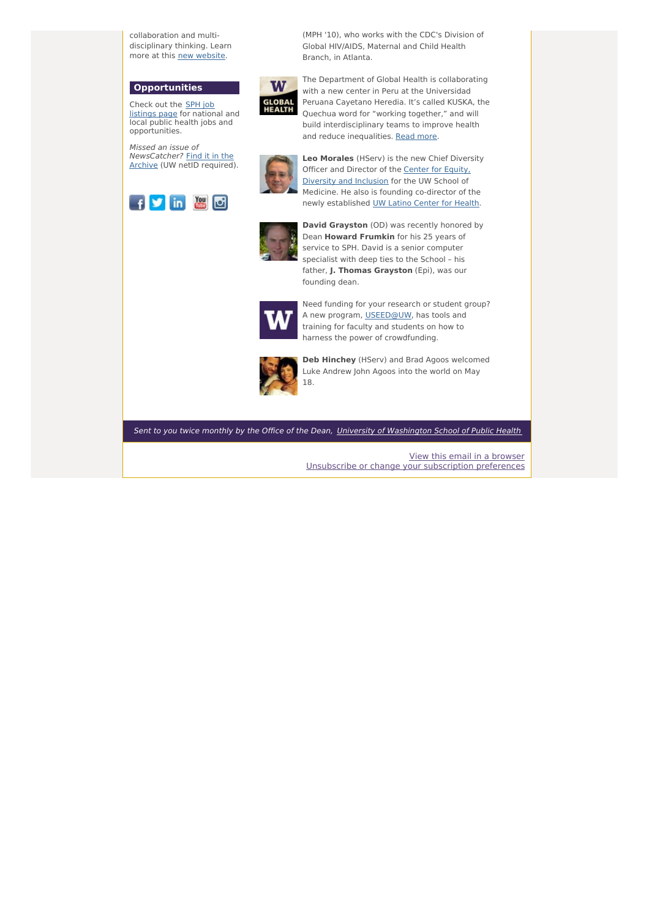collaboration and multi-disciplinary thinking. Learn more at this new website.

## Opportunities

Check out the SPH job listings page for national and local public health jobs and opportunities.

*Missed an issue of NewsCatcher?* Find it in the Archive (UW netID required).

(MPH '10), who works with the CDC's Division of Global HIV/AIDS, Maternal and Child Health Branch, in Atlanta.

The Department of Global Health is collaborating with a new center in Peru at the Universidad Peruana Cayetano Heredia. It's called KUSKA, the Quechua word for "working together," and will build interdisciplinary teams to improve health and reduce inequalities. Read more.

**Leo Morales** (HServ) is the new Chief Diversity Officer and Director of the Center for Equity, Diversity and Inclusion for the UW School of Medicine. He also is founding co-director of the newly established UW Latino Center for Health.

**David Grayston** (OD) was recently honored by Dean **Howard Frumkin** for his 25 years of service to SPH. David is a senior computer specialist with deep ties to the School – his father, **J. Thomas Grayston** (Epi), was our founding dean.

Need funding for your research or student group? A new program, USEED@UW, has tools and training for faculty and students on how to harness the power of crowdfunding.

**Deb Hinchey** (HServ) and Brad Agoos welcomed Luke Andrew John Agoos into the world on May 18.

*Sent to you twice monthly by the Office of the Dean, University of Washington School of Public Health*

View this email in a browser
Unsubscribe or change your subscription preferences